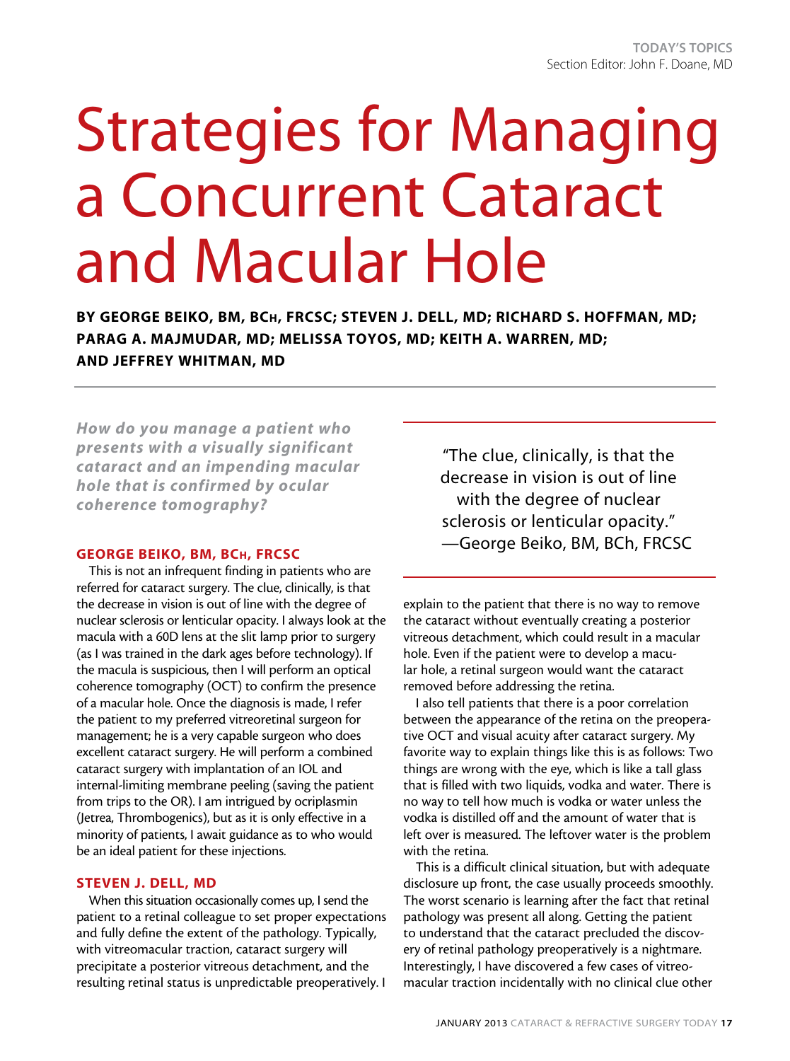TODAY'S TOPICS
Section Editor: John F. Doane, MD

# Strategies for Managing a Concurrent Cataract and Macular Hole

**BY GEORGE BEIKO, BM, BCh, FRCSC; STEVEN J. DELL, MD; RICHARD S. HOFFMAN, MD; PARAG A. MAJMUDAR, MD; MELISSA TOYOS, MD; KEITH A. WARREN, MD; AND JEFFREY WHITMAN, MD**

***How do you manage a patient who presents with a visually significant cataract and an impending macular hole that is confirmed by ocular coherence tomography?***

## GEORGE BEIKO, BM, BCh, FRCSC

This is not an infrequent finding in patients who are referred for cataract surgery. The clue, clinically, is that the decrease in vision is out of line with the degree of nuclear sclerosis or lenticular opacity. I always look at the macula with a 60D lens at the slit lamp prior to surgery (as I was trained in the dark ages before technology). If the macula is suspicious, then I will perform an optical coherence tomography (OCT) to confirm the presence of a macular hole. Once the diagnosis is made, I refer the patient to my preferred vitreoretinal surgeon for management; he is a very capable surgeon who does excellent cataract surgery. He will perform a combined cataract surgery with implantation of an IOL and internal-limiting membrane peeling (saving the patient from trips to the OR). I am intrigued by ocriplasmin (Jetrea, Thrombogenics), but as it is only effective in a minority of patients, I await guidance as to who would be an ideal patient for these injections.

> "The clue, clinically, is that the decrease in vision is out of line with the degree of nuclear sclerosis or lenticular opacity."
> —George Beiko, BM, BCh, FRCSC

## STEVEN J. DELL, MD

When this situation occasionally comes up, I send the patient to a retinal colleague to set proper expectations and fully define the extent of the pathology. Typically, with vitreomacular traction, cataract surgery will precipitate a posterior vitreous detachment, and the resulting retinal status is unpredictable preoperatively. I explain to the patient that there is no way to remove the cataract without eventually creating a posterior vitreous detachment, which could result in a macular hole. Even if the patient were to develop a macular hole, a retinal surgeon would want the cataract removed before addressing the retina.

I also tell patients that there is a poor correlation between the appearance of the retina on the preoperative OCT and visual acuity after cataract surgery. My favorite way to explain things like this is as follows: Two things are wrong with the eye, which is like a tall glass that is filled with two liquids, vodka and water. There is no way to tell how much is vodka or water unless the vodka is distilled off and the amount of water that is left over is measured. The leftover water is the problem with the retina.

This is a difficult clinical situation, but with adequate disclosure up front, the case usually proceeds smoothly. The worst scenario is learning after the fact that retinal pathology was present all along. Getting the patient to understand that the cataract precluded the discovery of retinal pathology preoperatively is a nightmare. Interestingly, I have discovered a few cases of vitreomacular traction incidentally with no clinical clue other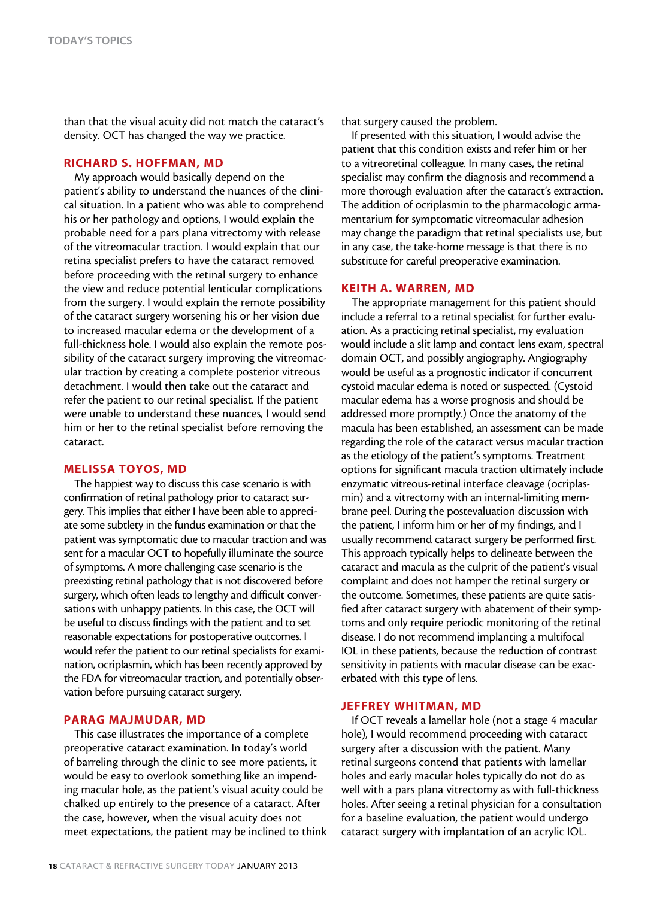than that the visual acuity did not match the cataract's density. OCT has changed the way we practice.

## RICHARD S. HOFFMAN, MD

My approach would basically depend on the patient's ability to understand the nuances of the clinical situation. In a patient who was able to comprehend his or her pathology and options, I would explain the probable need for a pars plana vitrectomy with release of the vitreomacular traction. I would explain that our retina specialist prefers to have the cataract removed before proceeding with the retinal surgery to enhance the view and reduce potential lenticular complications from the surgery. I would explain the remote possibility of the cataract surgery worsening his or her vision due to increased macular edema or the development of a full-thickness hole. I would also explain the remote possibility of the cataract surgery improving the vitreomacular traction by creating a complete posterior vitreous detachment. I would then take out the cataract and refer the patient to our retinal specialist. If the patient were unable to understand these nuances, I would send him or her to the retinal specialist before removing the cataract.

## MELISSA TOYOS, MD

The happiest way to discuss this case scenario is with confirmation of retinal pathology prior to cataract surgery. This implies that either I have been able to appreciate some subtlety in the fundus examination or that the patient was symptomatic due to macular traction and was sent for a macular OCT to hopefully illuminate the source of symptoms. A more challenging case scenario is the preexisting retinal pathology that is not discovered before surgery, which often leads to lengthy and difficult conversations with unhappy patients. In this case, the OCT will be useful to discuss findings with the patient and to set reasonable expectations for postoperative outcomes. I would refer the patient to our retinal specialists for examination, ocriplasmin, which has been recently approved by the FDA for vitreomacular traction, and potentially observation before pursuing cataract surgery.

## PARAG MAJMUDAR, MD

This case illustrates the importance of a complete preoperative cataract examination. In today's world of barreling through the clinic to see more patients, it would be easy to overlook something like an impending macular hole, as the patient's visual acuity could be chalked up entirely to the presence of a cataract. After the case, however, when the visual acuity does not meet expectations, the patient may be inclined to think that surgery caused the problem.

If presented with this situation, I would advise the patient that this condition exists and refer him or her to a vitreoretinal colleague. In many cases, the retinal specialist may confirm the diagnosis and recommend a more thorough evaluation after the cataract's extraction. The addition of ocriplasmin to the pharmacologic armamentarium for symptomatic vitreomacular adhesion may change the paradigm that retinal specialists use, but in any case, the take-home message is that there is no substitute for careful preoperative examination.

## KEITH A. WARREN, MD

The appropriate management for this patient should include a referral to a retinal specialist for further evaluation. As a practicing retinal specialist, my evaluation would include a slit lamp and contact lens exam, spectral domain OCT, and possibly angiography. Angiography would be useful as a prognostic indicator if concurrent cystoid macular edema is noted or suspected. (Cystoid macular edema has a worse prognosis and should be addressed more promptly.) Once the anatomy of the macula has been established, an assessment can be made regarding the role of the cataract versus macular traction as the etiology of the patient's symptoms. Treatment options for significant macula traction ultimately include enzymatic vitreous-retinal interface cleavage (ocriplasmin) and a vitrectomy with an internal-limiting membrane peel. During the postevaluation discussion with the patient, I inform him or her of my findings, and I usually recommend cataract surgery be performed first. This approach typically helps to delineate between the cataract and macula as the culprit of the patient's visual complaint and does not hamper the retinal surgery or the outcome. Sometimes, these patients are quite satisfied after cataract surgery with abatement of their symptoms and only require periodic monitoring of the retinal disease. I do not recommend implanting a multifocal IOL in these patients, because the reduction of contrast sensitivity in patients with macular disease can be exacerbated with this type of lens.

## JEFFREY WHITMAN, MD

If OCT reveals a lamellar hole (not a stage 4 macular hole), I would recommend proceeding with cataract surgery after a discussion with the patient. Many retinal surgeons contend that patients with lamellar holes and early macular holes typically do not do as well with a pars plana vitrectomy as with full-thickness holes. After seeing a retinal physician for a consultation for a baseline evaluation, the patient would undergo cataract surgery with implantation of an acrylic IOL.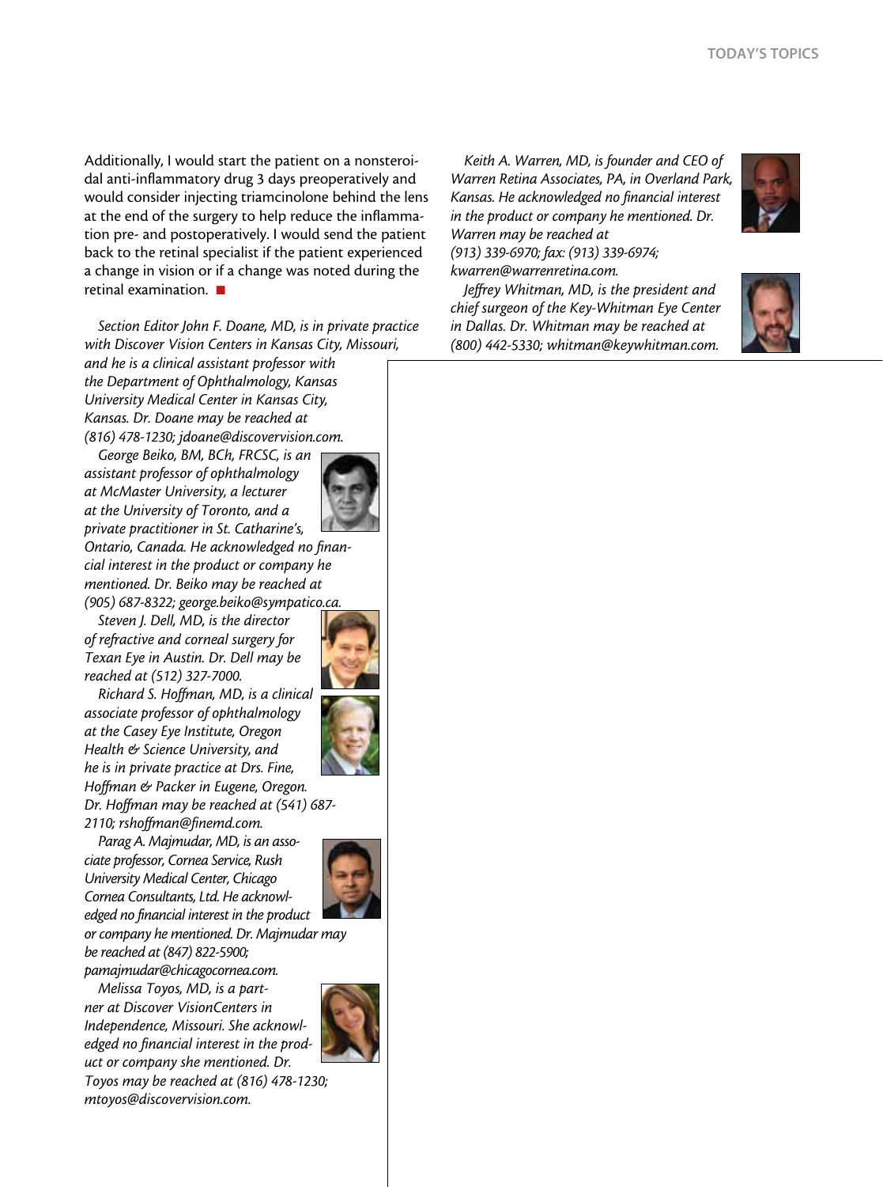Additionally, I would start the patient on a nonsteroidal anti-inflammatory drug 3 days preoperatively and would consider injecting triamcinolone behind the lens at the end of the surgery to help reduce the inflammation pre- and postoperatively. I would send the patient back to the retinal specialist if the patient experienced a change in vision or if a change was noted during the retinal examination. ■

*Section Editor John F. Doane, MD, is in private practice with Discover Vision Centers in Kansas City, Missouri, and he is a clinical assistant professor with the Department of Ophthalmology, Kansas University Medical Center in Kansas City, Kansas. Dr. Doane may be reached at (816) 478-1230; jdoane@discovervision.com.*

*George Beiko, BM, BCh, FRCSC, is an assistant professor of ophthalmology at McMaster University, a lecturer at the University of Toronto, and a private practitioner in St. Catharine's, Ontario, Canada. He acknowledged no financial interest in the product or company he mentioned. Dr. Beiko may be reached at (905) 687-8322; george.beiko@sympatico.ca.*

*Steven J. Dell, MD, is the director of refractive and corneal surgery for Texan Eye in Austin. Dr. Dell may be reached at (512) 327-7000.*

*Richard S. Hoffman, MD, is a clinical associate professor of ophthalmology at the Casey Eye Institute, Oregon Health & Science University, and he is in private practice at Drs. Fine, Hoffman & Packer in Eugene, Oregon. Dr. Hoffman may be reached at (541) 687-2110; rshoffman@finemd.com.*

*Parag A. Majmudar, MD, is an associate professor, Cornea Service, Rush University Medical Center, Chicago Cornea Consultants, Ltd. He acknowledged no financial interest in the product or company he mentioned. Dr. Majmudar may be reached at (847) 822-5900; pamajmudar@chicagocornea.com.*

*Melissa Toyos, MD, is a partner at Discover VisionCenters in Independence, Missouri. She acknowledged no financial interest in the product or company she mentioned. Dr. Toyos may be reached at (816) 478-1230; mtoyos@discovervision.com.*

*Keith A. Warren, MD, is founder and CEO of Warren Retina Associates, PA, in Overland Park, Kansas. He acknowledged no financial interest in the product or company he mentioned. Dr. Warren may be reached at (913) 339-6970; fax: (913) 339-6974; kwarren@warrenretina.com.*

*Jeffrey Whitman, MD, is the president and chief surgeon of the Key-Whitman Eye Center in Dallas. Dr. Whitman may be reached at (800) 442-5330; whitman@keywhitman.com.*